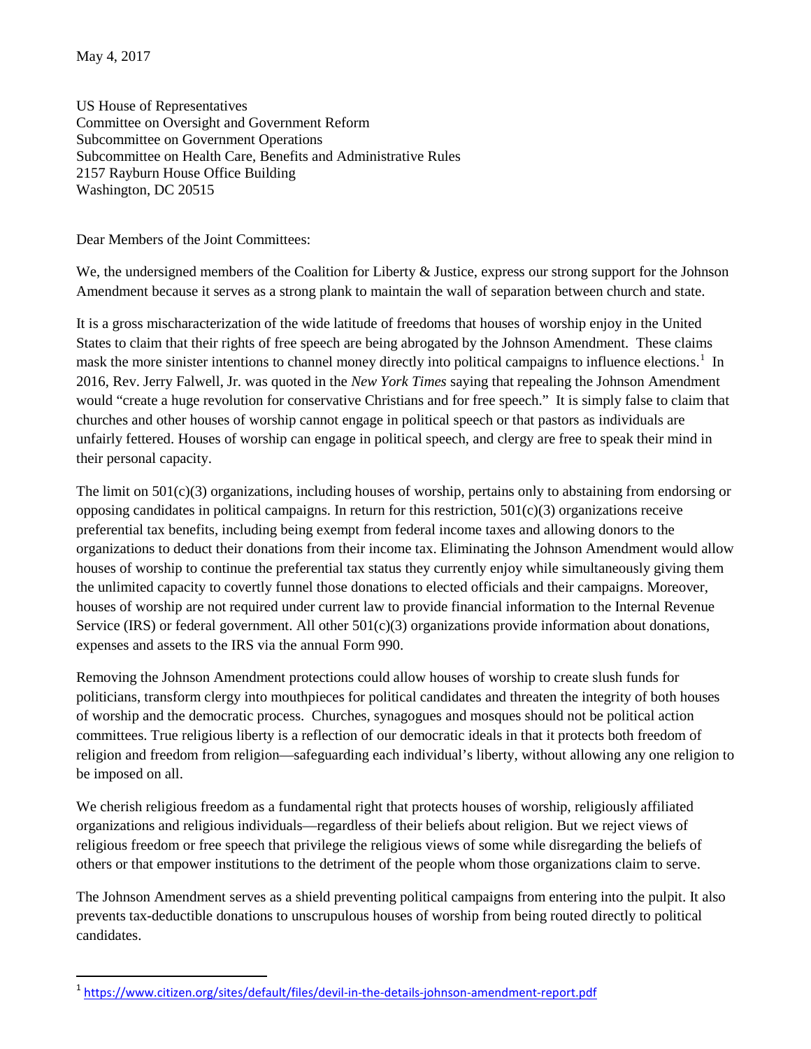May 4, 2017

US House of Representatives
Committee on Oversight and Government Reform
Subcommittee on Government Operations
Subcommittee on Health Care, Benefits and Administrative Rules
2157 Rayburn House Office Building
Washington, DC 20515

Dear Members of the Joint Committees:

We, the undersigned members of the Coalition for Liberty & Justice, express our strong support for the Johnson Amendment because it serves as a strong plank to maintain the wall of separation between church and state.

It is a gross mischaracterization of the wide latitude of freedoms that houses of worship enjoy in the United States to claim that their rights of free speech are being abrogated by the Johnson Amendment. These claims mask the more sinister intentions to channel money directly into political campaigns to influence elections.[1] In 2016, Rev. Jerry Falwell, Jr. was quoted in the *New York Times* saying that repealing the Johnson Amendment would "create a huge revolution for conservative Christians and for free speech." It is simply false to claim that churches and other houses of worship cannot engage in political speech or that pastors as individuals are unfairly fettered. Houses of worship can engage in political speech, and clergy are free to speak their mind in their personal capacity.

The limit on 501(c)(3) organizations, including houses of worship, pertains only to abstaining from endorsing or opposing candidates in political campaigns. In return for this restriction, 501(c)(3) organizations receive preferential tax benefits, including being exempt from federal income taxes and allowing donors to the organizations to deduct their donations from their income tax. Eliminating the Johnson Amendment would allow houses of worship to continue the preferential tax status they currently enjoy while simultaneously giving them the unlimited capacity to covertly funnel those donations to elected officials and their campaigns. Moreover, houses of worship are not required under current law to provide financial information to the Internal Revenue Service (IRS) or federal government. All other 501(c)(3) organizations provide information about donations, expenses and assets to the IRS via the annual Form 990.

Removing the Johnson Amendment protections could allow houses of worship to create slush funds for politicians, transform clergy into mouthpieces for political candidates and threaten the integrity of both houses of worship and the democratic process. Churches, synagogues and mosques should not be political action committees. True religious liberty is a reflection of our democratic ideals in that it protects both freedom of religion and freedom from religion—safeguarding each individual's liberty, without allowing any one religion to be imposed on all.

We cherish religious freedom as a fundamental right that protects houses of worship, religiously affiliated organizations and religious individuals—regardless of their beliefs about religion. But we reject views of religious freedom or free speech that privilege the religious views of some while disregarding the beliefs of others or that empower institutions to the detriment of the people whom those organizations claim to serve.

The Johnson Amendment serves as a shield preventing political campaigns from entering into the pulpit. It also prevents tax-deductible donations to unscrupulous houses of worship from being routed directly to political candidates.

---

[1] https://www.citizen.org/sites/default/files/devil-in-the-details-johnson-amendment-report.pdf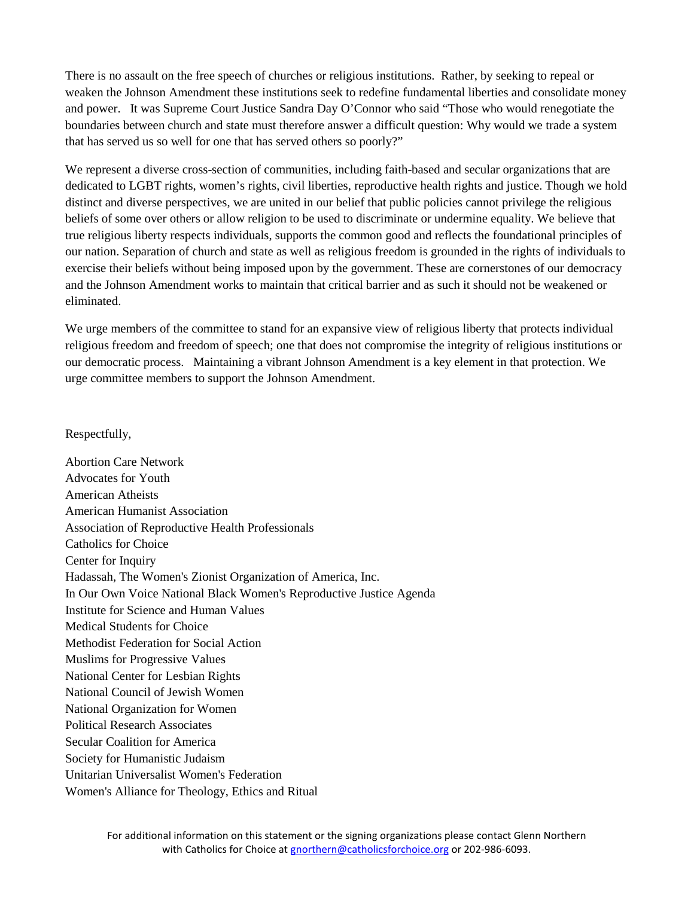There is no assault on the free speech of churches or religious institutions. Rather, by seeking to repeal or weaken the Johnson Amendment these institutions seek to redefine fundamental liberties and consolidate money and power. It was Supreme Court Justice Sandra Day O'Connor who said "Those who would renegotiate the boundaries between church and state must therefore answer a difficult question: Why would we trade a system that has served us so well for one that has served others so poorly?"

We represent a diverse cross-section of communities, including faith-based and secular organizations that are dedicated to LGBT rights, women's rights, civil liberties, reproductive health rights and justice. Though we hold distinct and diverse perspectives, we are united in our belief that public policies cannot privilege the religious beliefs of some over others or allow religion to be used to discriminate or undermine equality. We believe that true religious liberty respects individuals, supports the common good and reflects the foundational principles of our nation. Separation of church and state as well as religious freedom is grounded in the rights of individuals to exercise their beliefs without being imposed upon by the government. These are cornerstones of our democracy and the Johnson Amendment works to maintain that critical barrier and as such it should not be weakened or eliminated.

We urge members of the committee to stand for an expansive view of religious liberty that protects individual religious freedom and freedom of speech; one that does not compromise the integrity of religious institutions or our democratic process. Maintaining a vibrant Johnson Amendment is a key element in that protection. We urge committee members to support the Johnson Amendment.

Respectfully,

Abortion Care Network
Advocates for Youth
American Atheists
American Humanist Association
Association of Reproductive Health Professionals
Catholics for Choice
Center for Inquiry
Hadassah, The Women's Zionist Organization of America, Inc.
In Our Own Voice National Black Women's Reproductive Justice Agenda
Institute for Science and Human Values
Medical Students for Choice
Methodist Federation for Social Action
Muslims for Progressive Values
National Center for Lesbian Rights
National Council of Jewish Women
National Organization for Women
Political Research Associates
Secular Coalition for America
Society for Humanistic Judaism
Unitarian Universalist Women's Federation
Women's Alliance for Theology, Ethics and Ritual

For additional information on this statement or the signing organizations please contact Glenn Northern with Catholics for Choice at gnorthern@catholicsforchoice.org or 202-986-6093.